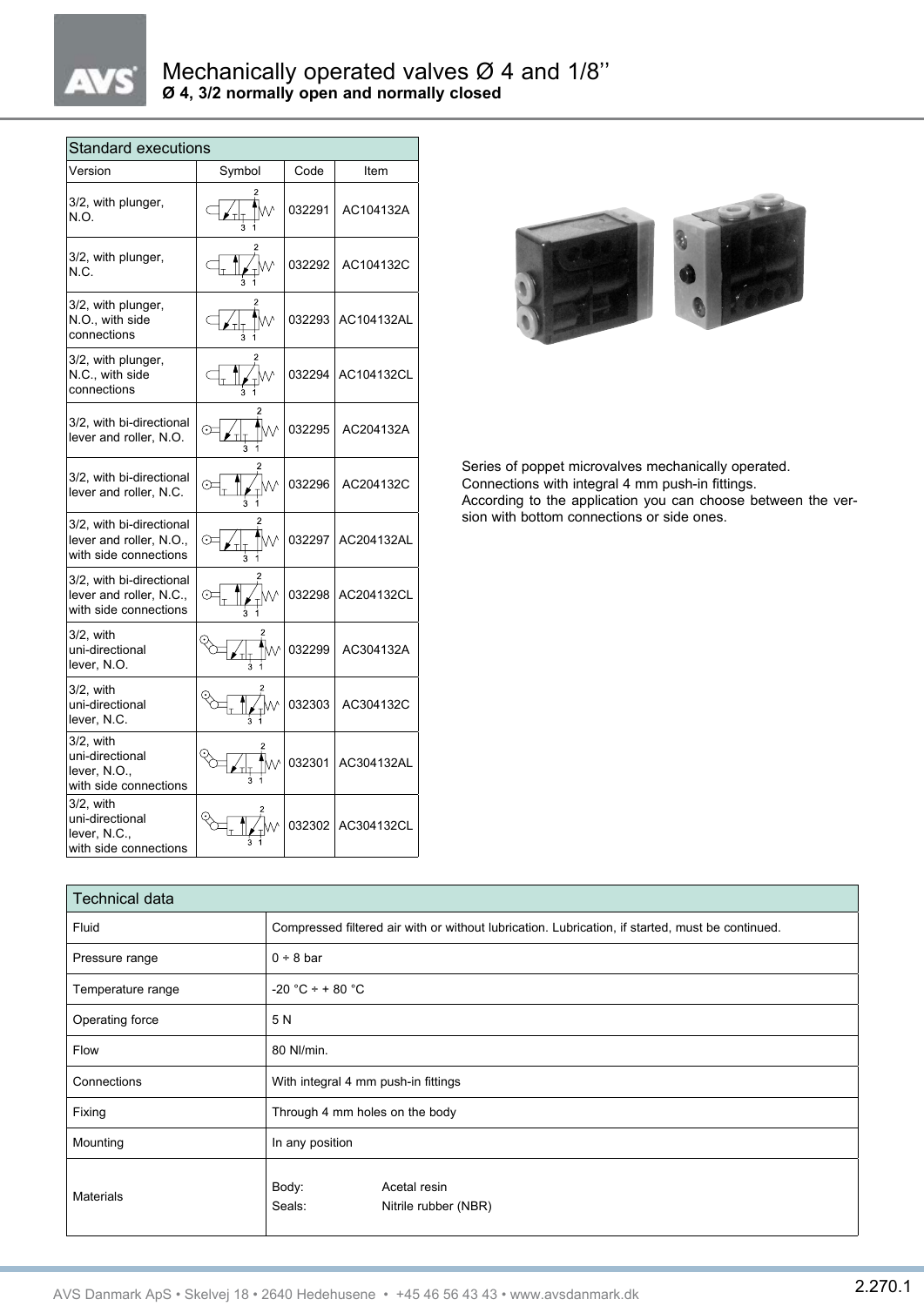# Mechanically operated valves Ø 4 and 1/8''

**Ø 4, 3/2 normally open and normally closed**

| Standard executions | | | |
|---|---|---|---|
| Version | Symbol | Code | Item |
| 3/2, with plunger, N.O. | | 032291 | AC104132A |
| 3/2, with plunger, N.C. | | 032292 | AC104132C |
| 3/2, with plunger, N.O., with side connections | | 032293 | AC104132AL |
| 3/2, with plunger, N.C., with side connections | | 032294 | AC104132CL |
| 3/2, with bi-directional lever and roller, N.O. | | 032295 | AC204132A |
| 3/2, with bi-directional lever and roller, N.C. | | 032296 | AC204132C |
| 3/2, with bi-directional lever and roller, N.O., with side connections | | 032297 | AC204132AL |
| 3/2, with bi-directional lever and roller, N.C., with side connections | | 032298 | AC204132CL |
| 3/2, with uni-directional lever, N.O. | | 032299 | AC304132A |
| 3/2, with uni-directional lever, N.C. | | 032303 | AC304132C |
| 3/2, with uni-directional lever, N.O., with side connections | | 032301 | AC304132AL |
| 3/2, with uni-directional lever, N.C., with side connections | | 032302 | AC304132CL |

Series of poppet microvalves mechanically operated.
Connections with integral 4 mm push-in fittings.
According to the application you can choose between the version with bottom connections or side ones.

| Technical data | |
|---|---|
| Fluid | Compressed filtered air with or without lubrication. Lubrication, if started, must be continued. |
| Pressure range | 0 ÷ 8 bar |
| Temperature range | -20 °C ÷ + 80 °C |
| Operating force | 5 N |
| Flow | 80 Nl/min. |
| Connections | With integral 4 mm push-in fittings |
| Fixing | Through 4 mm holes on the body |
| Mounting | In any position |
| Materials | Body: Acetal resin<br>Seals: Nitrile rubber (NBR) |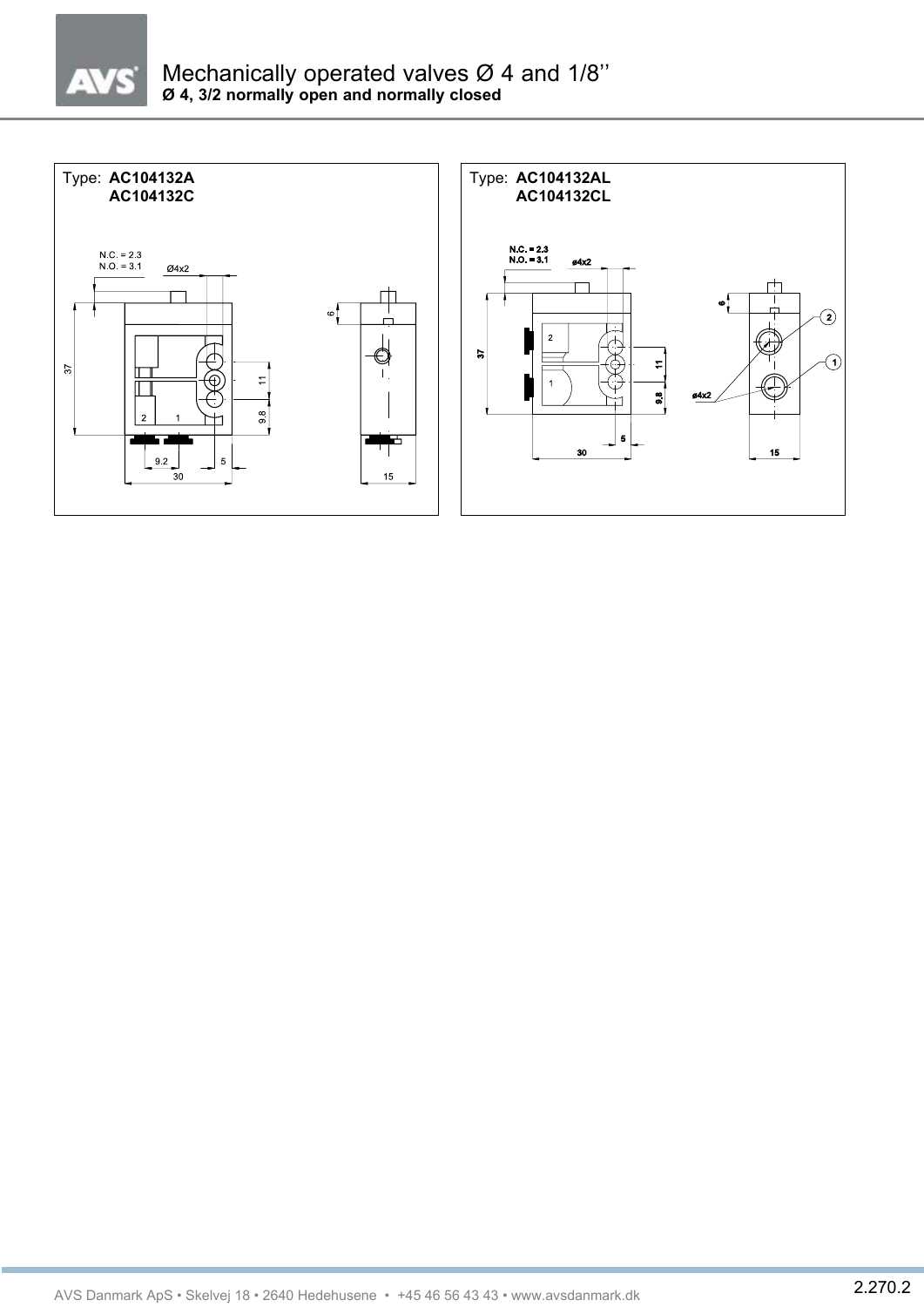# Mechanically operated valves Ø 4 and 1/8''

**Ø 4, 3/2 normally open and normally closed**

Type: **AC104132A**
**AC104132C**

N.C. = 2.3
N.O. = 3.1
Ø4x2
37
6
11
9.8
2
1
9.2
5
30
15

Type: **AC104132AL**
**AC104132CL**

N.C. = 2.3
N.O. = 3.1
ø4x2
37
6
2
1
11
9.8
ø4x2
5
30
15

AVS Danmark ApS • Skelvej 18 • 2640 Hedehusene • +45 46 56 43 43 • www.avsdanmark.dk